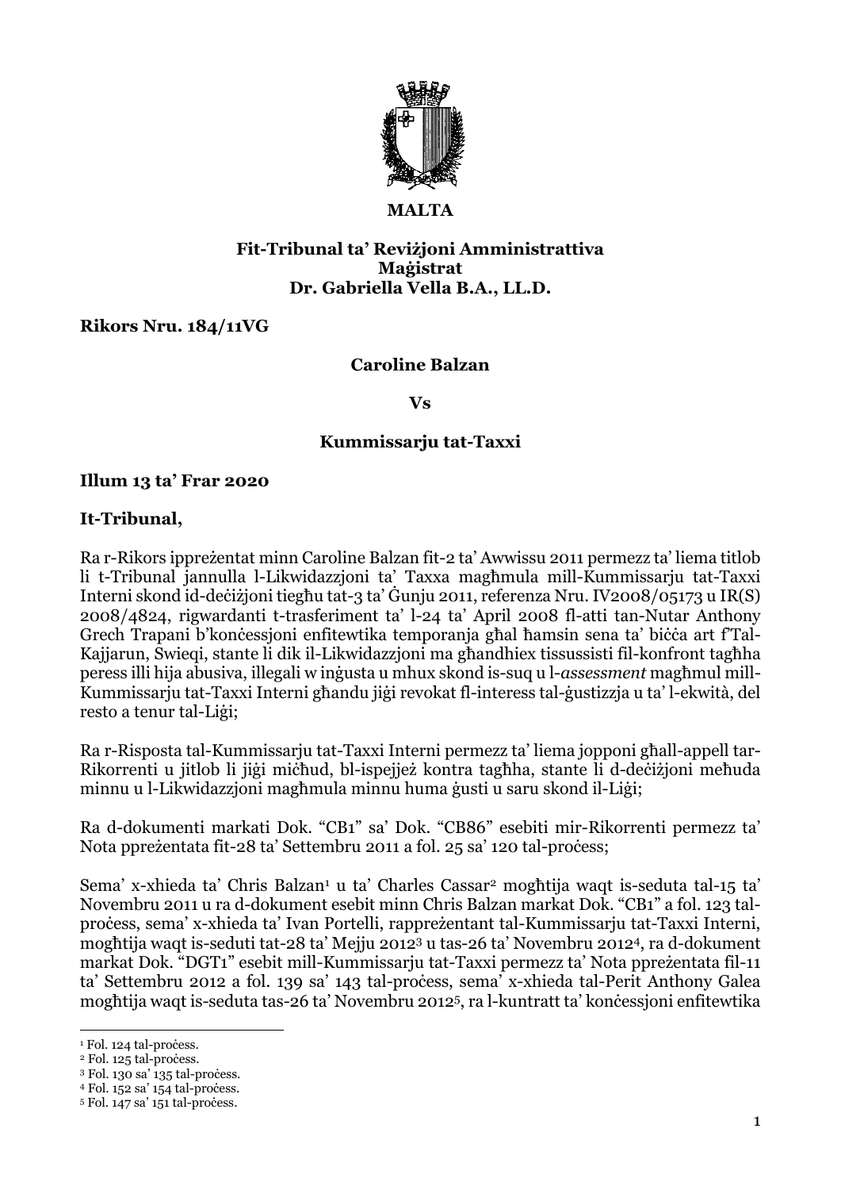**MALTA**

**Fit-Tribunal ta' Reviżjoni Amministrattiva**
**Maġistrat**
**Dr. Gabriella Vella B.A., LL.D.**

**Rikors Nru. 184/11VG**

**Caroline Balzan**

**Vs**

**Kummissarju tat-Taxxi**

**Illum 13 ta' Frar 2020**

**It-Tribunal,**

Ra r-Rikors ippreżentat minn Caroline Balzan fit-2 ta' Awwissu 2011 permezz ta' liema titlob li t-Tribunal jannulla l-Likwidazzjoni ta' Taxxa magħmula mill-Kummissarju tat-Taxxi Interni skond id-deċiżjoni tiegħu tat-3 ta' Ġunju 2011, referenza Nru. IV2008/05173 u IR(S) 2008/4824, rigwardanti t-trasferiment ta' l-24 ta' April 2008 fl-atti tan-Nutar Anthony Grech Trapani b'konċessjoni enfitewtika temporanja għal ħamsin sena ta' biċċa art f'Tal-Kajjarun, Swieqi, stante li dik il-Likwidazzjoni ma għandhiex tissussisti fil-konfront tagħha peress illi hija abusiva, illegali w inġusta u mhux skond is-suq u l-*assessment* magħmul mill-Kummissarju tat-Taxxi Interni għandu jiġi revokat fl-interess tal-ġustizzja u ta' l-ekwità, del resto a tenur tal-Liġi;

Ra r-Risposta tal-Kummissarju tat-Taxxi Interni permezz ta' liema jopponi għall-appell tar-Rikorrenti u jitlob li jiġi miċħud, bl-ispejjeż kontra tagħha, stante li d-deċiżjoni meħuda minnu u l-Likwidazzjoni magħmula minnu huma ġusti u saru skond il-Liġi;

Ra d-dokumenti markati Dok. "CB1" sa' Dok. "CB86" esebiti mir-Rikorrenti permezz ta' Nota ppreżentata fit-28 ta' Settembru 2011 a fol. 25 sa' 120 tal-proċess;

Sema' x-xhieda ta' Chris Balzan[1] u ta' Charles Cassar[2] mogħtija waqt is-seduta tal-15 ta' Novembru 2011 u ra d-dokument esebit minn Chris Balzan markat Dok. "CB1" a fol. 123 tal-proċess, sema' x-xhieda ta' Ivan Portelli, rappreżentant tal-Kummissarju tat-Taxxi Interni, mogħtija waqt is-seduti tat-28 ta' Mejju 2012[3] u tas-26 ta' Novembru 2012[4], ra d-dokument markat Dok. "DGT1" esebit mill-Kummissarju tat-Taxxi permezz ta' Nota ppreżentata fil-11 ta' Settembru 2012 a fol. 139 sa' 143 tal-proċess, sema' x-xhieda tal-Perit Anthony Galea mogħtija waqt is-seduta tas-26 ta' Novembru 2012[5], ra l-kuntratt ta' konċessjoni enfitewtika

[1] Fol. 124 tal-proċess.
[2] Fol. 125 tal-proċess.
[3] Fol. 130 sa' 135 tal-proċess.
[4] Fol. 152 sa' 154 tal-proċess.
[5] Fol. 147 sa' 151 tal-proċess.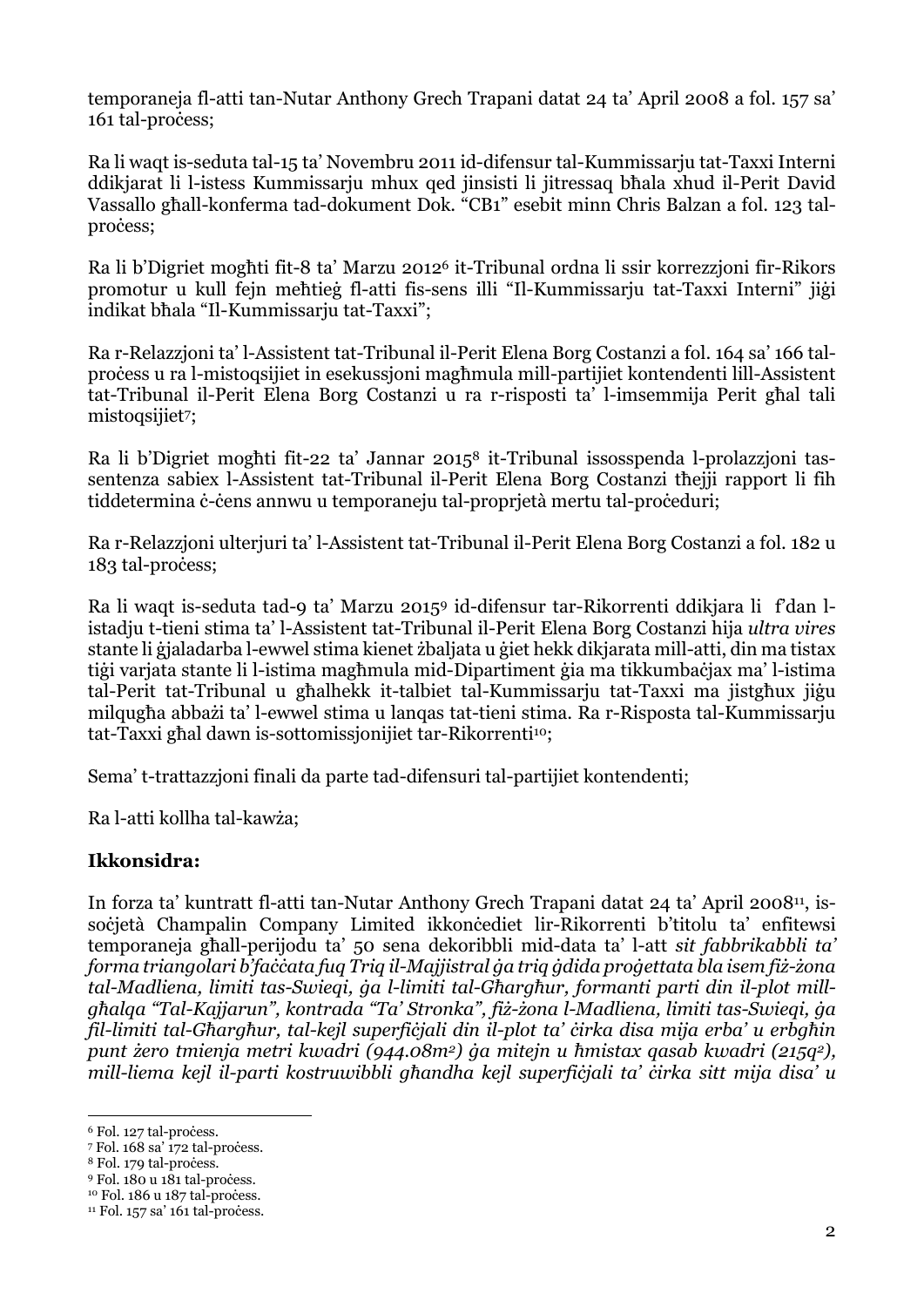temporaneja fl-atti tan-Nutar Anthony Grech Trapani datat 24 ta' April 2008 a fol. 157 sa' 161 tal-proċess;

Ra li waqt is-seduta tal-15 ta' Novembru 2011 id-difensur tal-Kummissarju tat-Taxxi Interni ddikjarat li l-istess Kummissarju mhux qed jinsisti li jitressaq bħala xhud il-Perit David Vassallo għall-konferma tad-dokument Dok. "CB1" esebit minn Chris Balzan a fol. 123 tal-proċess;

Ra li b'Digriet mogħti fit-8 ta' Marzu 2012[6] it-Tribunal ordna li ssir korrezzjoni fir-Rikors promotur u kull fejn meħtieġ fl-atti fis-sens illi "Il-Kummissarju tat-Taxxi Interni" jiġi indikat bħala "Il-Kummissarju tat-Taxxi";

Ra r-Relazzjoni ta' l-Assistent tat-Tribunal il-Perit Elena Borg Costanzi a fol. 164 sa' 166 tal-proċess u ra l-mistoqsijiet in esekussjoni magħmula mill-partijiet kontendenti lill-Assistent tat-Tribunal il-Perit Elena Borg Costanzi u ra r-risposti ta' l-imsemmija Perit għal tali mistoqsijiet[7];

Ra li b'Digriet mogħti fit-22 ta' Jannar 2015[8] it-Tribunal issosspenda l-prolazzjoni tas-sentenza sabiex l-Assistent tat-Tribunal il-Perit Elena Borg Costanzi tħejji rapport li fih tiddetermina ċ-ċens annwu u temporanju tal-proprjetà mertu tal-proċeduri;

Ra r-Relazzjoni ulterjuri ta' l-Assistent tat-Tribunal il-Perit Elena Borg Costanzi a fol. 182 u 183 tal-proċess;

Ra li waqt is-seduta tad-9 ta' Marzu 2015[9] id-difensur tar-Rikorrenti ddikjara li f'dan l-istadju t-tieni stima ta' l-Assistent tat-Tribunal il-Perit Elena Borg Costanzi hija *ultra vires* stante li ġjaladarba l-ewwel stima kienet żbaljata u ġiet hekk dikjarata mill-atti, din ma tistax tiġi varjata stante li l-istima magħmula mid-Dipartiment ġia ma tikkumbaċjax ma' l-istima tal-Perit tat-Tribunal u għalhekk it-talbiet tal-Kummissarju tat-Taxxi ma jistgħux jiġu milqugħa abbażi ta' l-ewwel stima u lanqas tat-tieni stima. Ra r-Risposta tal-Kummissarju tat-Taxxi għal dawn is-sottomissjonijiet tar-Rikorrenti[10];

Sema' t-trattazzjoni finali da parte tad-difensuri tal-partijiet kontendenti;

Ra l-atti kollha tal-kawża;

**Ikkonsidra:**

In forza ta' kuntratt fl-atti tan-Nutar Anthony Grech Trapani datat 24 ta' April 2008[11], is-soċjetà Champalin Company Limited ikkonċediet lir-Rikorrenti b'titolu ta' enfitewsi temporaneja għall-perijodu ta' 50 sena dekoribbli mid-data ta' l-att *sit fabbrikabbli ta' forma triangolari b'faċċata fuq Triq il-Majjistral ġa triq ġdida proġettata bla isem fiż-żona tal-Madliena, limiti tas-Swieqi, ġa l-limiti tal-Għargħur, formanti parti din il-plot mill-għalqa "Tal-Kajjarun", kontrada "Ta' Stronka", fiż-żona l-Madliena, limiti tas-Swieqi, ġa fil-limiti tal-Għargħur, tal-kejl superfiċjali din il-plot ta' ċirka disa mija erba' u erbgħin punt żero tmienja metri kwadri (944.08m²) ġa mitejn u ħmistax qasab kwadri (215q²), mill-liema kejl il-parti kostruwibbli għandha kejl superfiċjali ta' ċirka sitt mija disa' u*

[6] Fol. 127 tal-proċess.
[7] Fol. 168 sa' 172 tal-proċess.
[8] Fol. 179 tal-proċess.
[9] Fol. 180 u 181 tal-proċess.
[10] Fol. 186 u 187 tal-proċess.
[11] Fol. 157 sa' 161 tal-proċess.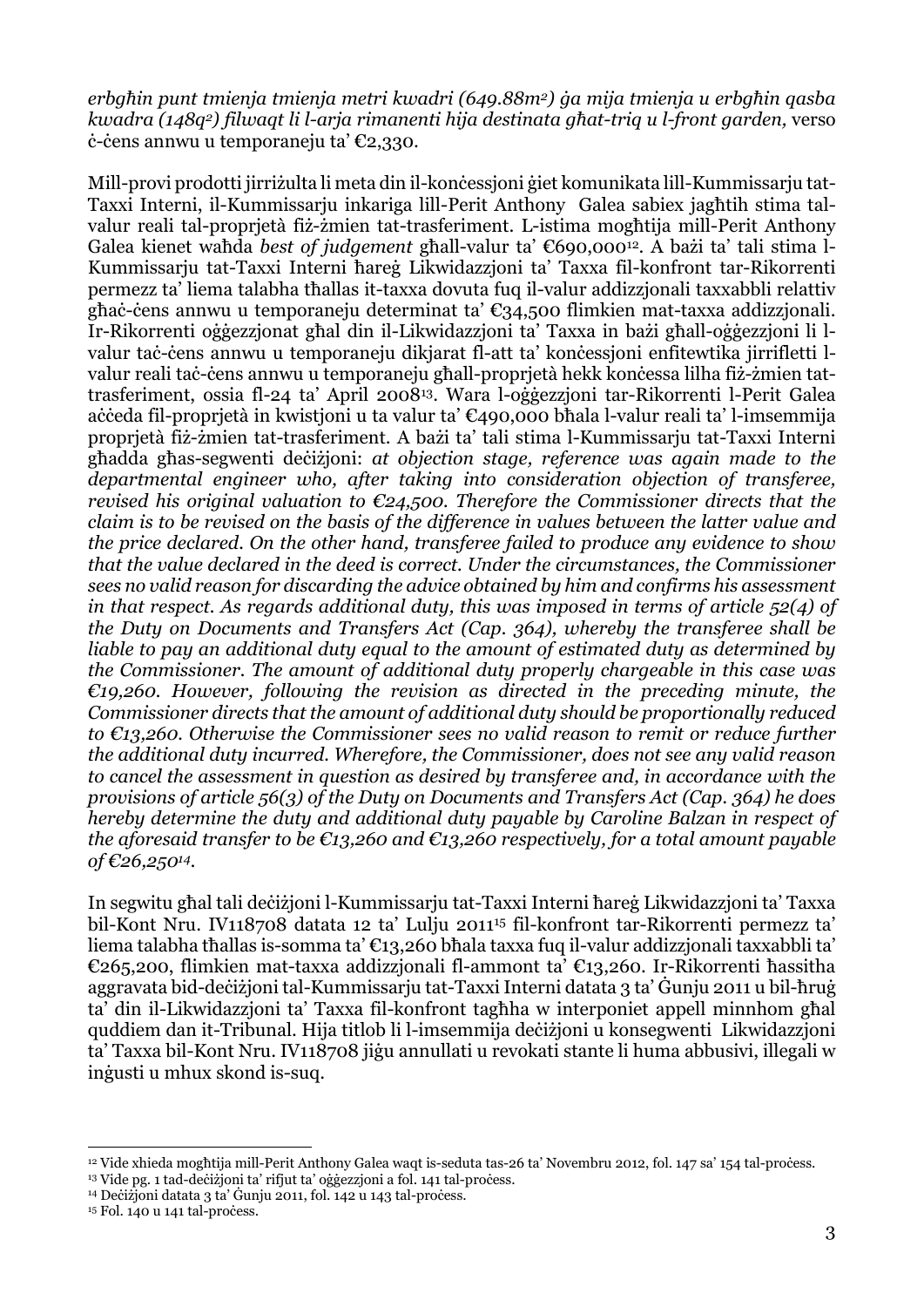*erbgħin punt tmienja tmienja metri kwadri (649.88m²) ġa mija tmienja u erbgħin qasba kwadra (148q²) filwaqt li l-arja rimanenti hija destinata għat-triq u l-front garden,* verso ċ-ċens annwu u temporaneju ta' €2,330.

Mill-provi prodotti jirriżulta li meta din il-konċessjoni ġiet komunikata lill-Kummissarju tat-Taxxi Interni, il-Kummissarju inkariga lill-Perit Anthony Galea sabiex jagħtih stima tal-valur reali tal-proprjetà fiż-żmien tat-trasferiment. L-istima mogħtija mill-Perit Anthony Galea kienet waħda *best of judgement* għall-valur ta' €690,000[12]. A bażi ta' tali stima l-Kummissarju tat-Taxxi Interni ħareġ Likwidazzjoni ta' Taxxa fil-konfront tar-Rikorrenti permezz ta' liema talabha tħallas it-taxxa dovuta fuq il-valur addizzjonali taxxabbli relattiv għaċ-ċens annwu u temporaneju determinat ta' €34,500 flimkien mat-taxxa addizzjonali. Ir-Rikorrenti oġġezzjonat għal din il-Likwidazzjoni ta' Taxxa in bażi għall-oġġezzjoni li l-valur taċ-ċens annwu u temporaneju dikjarat fl-att ta' konċessjoni enfitewtika jirrifletti l-valur reali taċ-ċens annwu u temporaneju għall-proprjetà hekk konċessa lilha fiż-żmien tat-trasferiment, ossia fl-24 ta' April 2008[13]. Wara l-oġġezzjoni tar-Rikorrenti l-Perit Galea aċċeda fil-proprjetà in kwistjoni u ta valur ta' €490,000 bħala l-valur reali ta' l-imsemmija proprjetà fiż-żmien tat-trasferiment. A bażi ta' tali stima l-Kummissarju tat-Taxxi Interni għadda għas-segwenti deċiżjoni: *at objection stage, reference was again made to the departmental engineer who, after taking into consideration objection of transferee, revised his original valuation to €24,500. Therefore the Commissioner directs that the claim is to be revised on the basis of the difference in values between the latter value and the price declared. On the other hand, transferee failed to produce any evidence to show that the value declared in the deed is correct. Under the circumstances, the Commissioner sees no valid reason for discarding the advice obtained by him and confirms his assessment in that respect. As regards additional duty, this was imposed in terms of article 52(4) of the Duty on Documents and Transfers Act (Cap. 364), whereby the transferee shall be liable to pay an additional duty equal to the amount of estimated duty as determined by the Commissioner. The amount of additional duty properly chargeable in this case was €19,260. However, following the revision as directed in the preceding minute, the Commissioner directs that the amount of additional duty should be proportionally reduced to €13,260. Otherwise the Commissioner sees no valid reason to remit or reduce further the additional duty incurred. Wherefore, the Commissioner, does not see any valid reason to cancel the assessment in question as desired by transferee and, in accordance with the provisions of article 56(3) of the Duty on Documents and Transfers Act (Cap. 364) he does hereby determine the duty and additional duty payable by Caroline Balzan in respect of the aforesaid transfer to be €13,260 and €13,260 respectively, for a total amount payable of €26,250[14].*

In segwitu għal tali deċiżjoni l-Kummissarju tat-Taxxi Interni ħareġ Likwidazzjoni ta' Taxxa bil-Kont Nru. IV118708 datata 12 ta' Lulju 2011[15] fil-konfront tar-Rikorrenti permezz ta' liema talabha tħallas is-somma ta' €13,260 bħala taxxa fuq il-valur addizzjonali taxxabbli ta' €265,200, flimkien mat-taxxa addizzjonali fl-ammont ta' €13,260. Ir-Rikorrenti ħassitha aggravata bid-deċiżjoni tal-Kummissarju tat-Taxxi Interni datata 3 ta' Ġunju 2011 u bil-ħruġ ta' din il-Likwidazzjoni ta' Taxxa fil-konfront tagħha w interponiet appell minnhom għal quddiem dan it-Tribunal. Hija titlob li l-imsemmija deċiżjoni u konsegwenti Likwidazzjoni ta' Taxxa bil-Kont Nru. IV118708 jiġu annullati u revokati stante li huma abbusivi, illegali w inġusti u mhux skond is-suq.

---

[12] Vide xhieda mogħtija mill-Perit Anthony Galea waqt is-seduta tas-26 ta' Novembru 2012, fol. 147 sa' 154 tal-proċess.
[13] Vide pg. 1 tad-deċiżjoni ta' rifjut ta' oġġezzjoni a fol. 141 tal-proċess.
[14] Deċiżjoni datata 3 ta' Ġunju 2011, fol. 142 u 143 tal-proċess.
[15] Fol. 140 u 141 tal-proċess.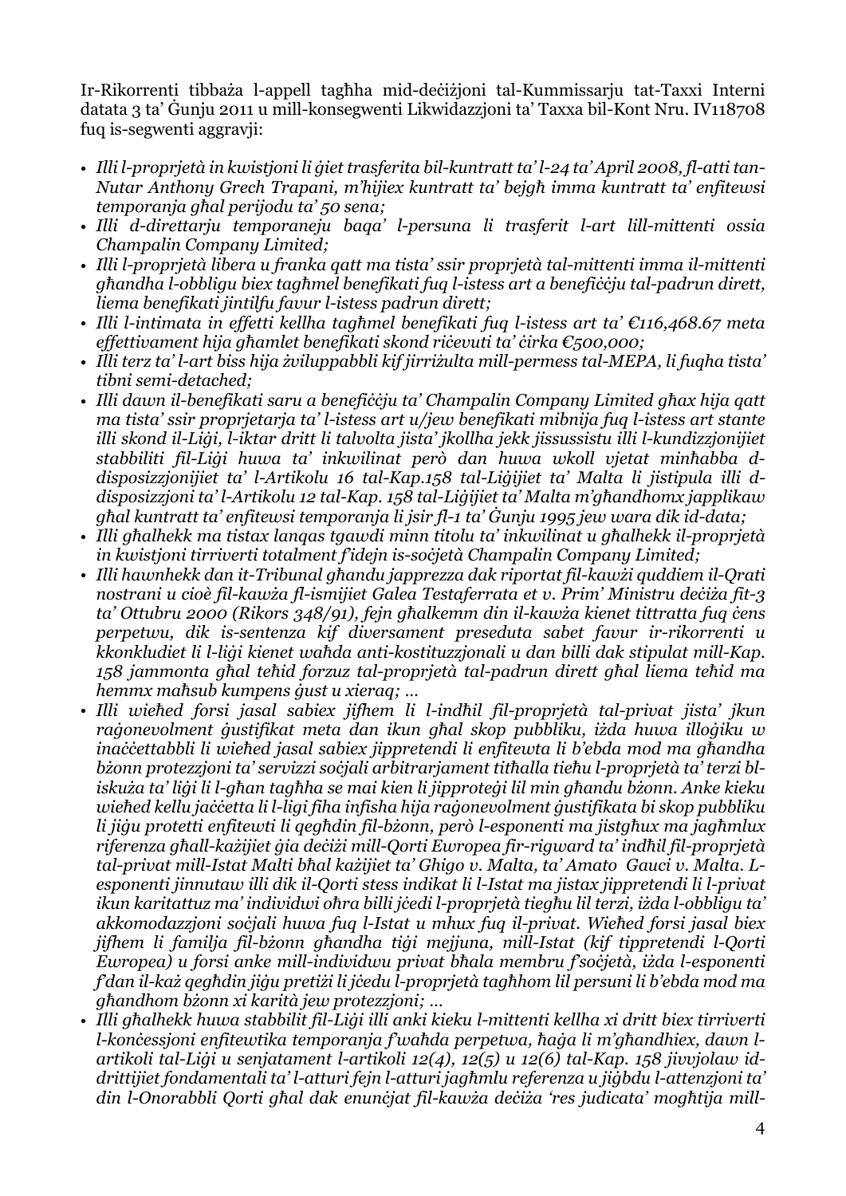Ir-Rikorrenti tibbaża l-appell tagħha mid-deċiżjoni tal-Kummissarju tat-Taxxi Interni datata 3 ta' Ġunju 2011 u mill-konsegwenti Likwidazzjoni ta' Taxxa bil-Kont Nru. IV118708 fuq is-segwenti aggravji:

- *Illi l-proprjetà in kwistjoni li ġiet trasferita bil-kuntratt ta' l-24 ta' April 2008, fl-atti tan-Nutar Anthony Grech Trapani, m'hijiex kuntratt ta' bejgħ imma kuntratt ta' enfitewsi temporanja għal perijodu ta' 50 sena;*
- *Illi d-direttarju temporaneju baqa' l-persuna li trasferit l-art lill-mittenti ossia Champalin Company Limited;*
- *Illi l-proprjetà libera u franka qatt ma tista' ssir proprjetà tal-mittenti imma il-mittenti għandha l-obbligu biex tagħmel benefikati fuq l-istess art a benefiċċju tal-padrun dirett, liema benefikati jintilfu favur l-istess padrun dirett;*
- *Illi l-intimata in effetti kellha tagħmel benefikati fuq l-istess art ta' €116,468.67 meta effettivament hija għamlet benefikati skond riċevuti ta' ċirka €500,000;*
- *Illi terz ta' l-art biss hija żviluppabbli kif jirriżulta mill-permess tal-MEPA, li fuqha tista' tibni semi-detached;*
- *Illi dawn il-benefikati saru a benefiċċju ta' Champalin Company Limited għax hija qatt ma tista' ssir proprjetarja ta' l-istess art u/jew benefikati mibnija fuq l-istess art stante illi skond il-Liġi, l-iktar dritt li talvolta jista' jkollha jekk jissussistu illi l-kundizzjonijiet stabbiliti fil-Liġi huwa ta' inkwilinat però dan huwa wkoll vjetat minħabba d-disposizzjonijiet ta' l-Artikolu 16 tal-Kap.158 tal-Liġijiet ta' Malta li jistipula illi d-disposizzjoni ta' l-Artikolu 12 tal-Kap. 158 tal-Liġijiet ta' Malta m'għandhomx japplikaw għal kuntratt ta' enfitewsi temporanja li jsir fl-1 ta' Ġunju 1995 jew wara dik id-data;*
- *Illi għalhekk ma tistax lanqas tgawdi minn titolu ta' inkwilinat u għalhekk il-proprjetà in kwistjoni tirriverti totalment f'idejn is-soċjetà Champalin Company Limited;*
- *Illi hawnhekk dan it-Tribunal għandu japprezza dak riportat fil-kawżi quddiem il-Qrati nostrani u cioè fil-kawża fl-ismijiet Galea Testaferrata et v. Prim' Ministru deċiża fit-3 ta' Ottubru 2000 (Rikors 348/91), fejn għalkemm din il-kawża kienet tittratta fuq ċens perpetwu, dik is-sentenza kif diversament preseduta sabet favur ir-rikorrenti u kkonkludiet li l-liġi kienet waħda anti-kostituzzjonali u dan billi dak stipulat mill-Kap. 158 jammonta għal teħid forzuz tal-proprjetà tal-padrun dirett għal liema teħid ma hemmx maħsub kumpens ġust u xieraq; …*
- *Illi wieħed forsi jasal sabiex jifhem li l-indħil fil-proprjetà tal-privat jista' jkun raġonevolment ġustifikat meta dan ikun għal skop pubbliku, iżda huwa illoġiku w inaċċettabbli li wieħed jasal sabiex jippretendi li enfitewta li b'ebda mod ma għandha bżonn protezzjoni ta' servizzi soċjali arbitrarjament titħalla tieħu l-proprjetà ta' terzi bl-iskuża ta' liġi li l-għan tagħha se mai kien li jipproteġi lil min għandu bżonn. Anke kieku wieħed kellu jaċċetta li l-ligi fiha infisha hija raġonevolment ġustifikata bi skop pubbliku li jiġu protetti enfitewti li qegħdin fil-bżonn, però l-esponenti ma jistgħux ma jagħmlux riferenza għall-każijiet ġia deċiżi mill-Qorti Ewropea fir-rigward ta' indħil fil-proprjetà tal-privat mill-Istat Malti bħal każijiet ta' Ghigo v. Malta, ta' Amato Gauci v. Malta. L-esponenti jinnutaw illi dik il-Qorti stess indikat li l-Istat ma jistax jippretendi li l-privat ikun karitattuz ma' individwi oħra billi jċedi l-proprjetà tiegħu lil terzi, iżda l-obbligu ta' akkomodazzjoni soċjali huwa fuq l-Istat u mhux fuq il-privat. Wieħed forsi jasal biex jifhem li familja fil-bżonn għandha tiġi mejjuna, mill-Istat (kif tippretendi l-Qorti Ewropea) u forsi anke mill-individwu privat bħala membru f'soċjetà, iżda l-esponenti f'dan il-każ qegħdin jiġu pretiżi li jċedu l-proprjetà tagħhom lil persuni li b'ebda mod ma għandhom bżonn xi karità jew protezzjoni; …*
- *Illi għalhekk huwa stabbilit fil-Liġi illi anki kieku l-mittenti kellha xi dritt biex tirriverti l-konċessjoni enfitewtika temporanja f'waħda perpetwa, ħaġa li m'għandhiex, dawn l-artikoli tal-Liġi u senjatament l-artikoli 12(4), 12(5) u 12(6) tal-Kap. 158 jivvjolaw id-drittijiet fondamentali ta' l-atturi fejn l-atturi jagħmlu referenza u jiġbdu l-attenzjoni ta' din l-Onorabbli Qorti għal dak enunċjat fil-kawża deċiża 'res judicata' mogħtija mill-*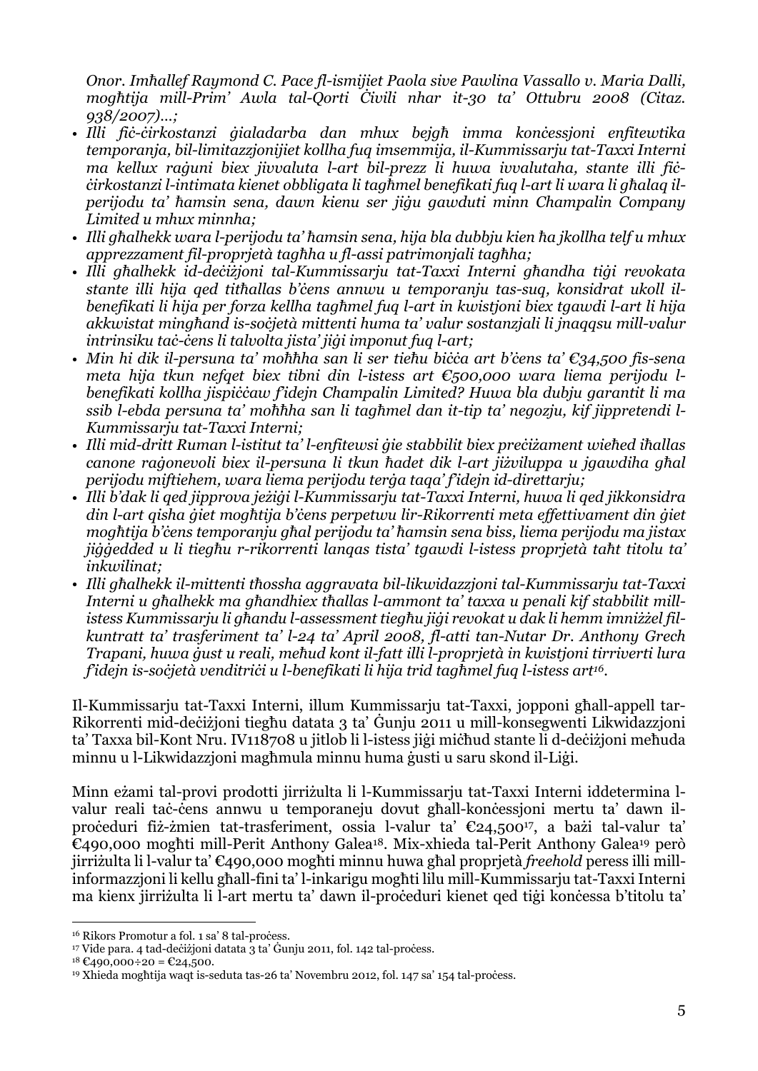*Onor. Imħallef Raymond C. Pace fl-ismijiet Paola sive Pawlina Vassallo v. Maria Dalli, mogħtija mill-Prim' Awla tal-Qorti Ċivili nhar it-30 ta' Ottubru 2008 (Citaz. 938/2007)...;*

- *Illi fiċ-ċirkostanzi ġialadarba dan mhux bejgħ imma konċessjoni enfitewtika temporanja, bil-limitazzjonijiet kollha fuq imsemmija, il-Kummissarju tat-Taxxi Interni ma kellux raġuni biex jivvaluta l-art bil-prezz li huwa ivvalutaha, stante illi fiċ-ċirkostanzi l-intimata kienet obbligata li tagħmel benefikati fuq l-art li wara li għalaq il-perijodu ta' ħamsin sena, dawn kienu ser jiġu gawduti minn Champalin Company Limited u mhux minnha;*
- *Illi għalhekk wara l-perijodu ta' ħamsin sena, hija bla dubbju kien ħa jkollha telf u mhux apprezzament fil-proprjetà tagħha u fl-assi patrimonjali tagħha;*
- *Illi għalhekk id-deċiżjoni tal-Kummissarju tat-Taxxi Interni għandha tiġi revokata stante illi hija qed titħallas b'ċens annwu u temporanju tas-suq, konsidrat ukoll il-benefikati li hija per forza kellha tagħmel fuq l-art in kwistjoni biex tgawdi l-art li hija akkwistat mingħand is-soċjetà mittenti huma ta' valur sostanzjali li jnaqqsu mill-valur intrinsiku taċ-ċens li talvolta jista' jiġi imponut fuq l-art;*
- *Min hi dik il-persuna ta' moħħha san li ser tieħu biċċa art b'ċens ta' €34,500 fis-sena meta hija tkun nefqet biex tibni din l-istess art €500,000 wara liema perijodu l-benefikati kollha jispiċċaw f'idejn Champalin Limited? Huwa bla dubju garantit li ma ssib l-ebda persuna ta' moħħha san li tagħmel dan it-tip ta' negozju, kif jippretendi l-Kummissarju tat-Taxxi Interni;*
- *Illi mid-dritt Ruman l-istitut ta' l-enfitewsi ġie stabbilit biex preċiżament wieħed iħallas canone raġonevoli biex il-persuna li tkun ħadet dik l-art jiżviluppa u jgawdiha għal perijodu miftiehem, wara liema perijodu terġa taqa' f'idejn id-direttarju;*
- *Illi b'dak li qed jipprova jeżiġi l-Kummissarju tat-Taxxi Interni, huwa li qed jikkonsidra din l-art qisha ġiet mogħtija b'ċens perpetwu lir-Rikorrenti meta effettivament din ġiet mogħtija b'ċens temporanju għal perijodu ta' ħamsin sena biss, liema perijodu ma jistax jiġġedded u li tiegħu r-rikorrenti lanqas tista' tgawdi l-istess proprjetà taħt titolu ta' inkwilinat;*
- *Illi għalhekk il-mittenti tħossha aggravata bil-likwidazzjoni tal-Kummissarju tat-Taxxi Interni u għalhekk ma għandhiex tħallas l-ammont ta' taxxa u penali kif stabbilit mill-istess Kummissarju li għandu l-assessment tiegħu jiġi revokat u dak li hemm imniżżel fil-kuntratt ta' trasferiment ta' l-24 ta' April 2008, fl-atti tan-Nutar Dr. Anthony Grech Trapani, huwa ġust u reali, meħud kont il-fatt illi l-proprjetà in kwistjoni tirriverti lura f'idejn is-soċjetà venditriċi u l-benefikati li hija trid tagħmel fuq l-istess art*[16].

Il-Kummissarju tat-Taxxi Interni, illum Kummissarju tat-Taxxi, jopponi għall-appell tar-Rikorrenti mid-deċiżjoni tiegħu datata 3 ta' Ġunju 2011 u mill-konsegwenti Likwidazzjoni ta' Taxxa bil-Kont Nru. IV118708 u jitlob li l-istess jiġi miċħud stante li d-deċiżjoni meħuda minnu u l-Likwidazzjoni magħmula minnu huma ġusti u saru skond il-Liġi.

Minn eżami tal-provi prodotti jirriżulta li l-Kummissarju tat-Taxxi Interni iddetermina l-valur reali taċ-ċens annwu u temporaneju dovut għall-konċessjoni mertu ta' dawn il-proċeduri fiż-żmien tat-trasferiment, ossia l-valur ta' €24,500[17], a bażi tal-valur ta' €490,000 mogħti mill-Perit Anthony Galea[18]. Mix-xhieda tal-Perit Anthony Galea[19] però jirriżulta li l-valur ta' €490,000 mogħti minnu huwa għal proprjetà *freehold* peress illi mill-informazzjoni li kellu għall-fini ta' l-inkarigu mogħti lilu mill-Kummissarju tat-Taxxi Interni ma kienx jirriżulta li l-art mertu ta' dawn il-proċeduri kienet qed tiġi konċessa b'titolu ta'

---

[16] Rikors Promotur a fol. 1 sa' 8 tal-proċess.

[17] Vide para. 4 tad-deċiżjoni datata 3 ta' Ġunju 2011, fol. 142 tal-proċess.

[18] €490,000÷20 = €24,500.

[19] Xhieda mogħtija waqt is-seduta tas-26 ta' Novembru 2012, fol. 147 sa' 154 tal-proċess.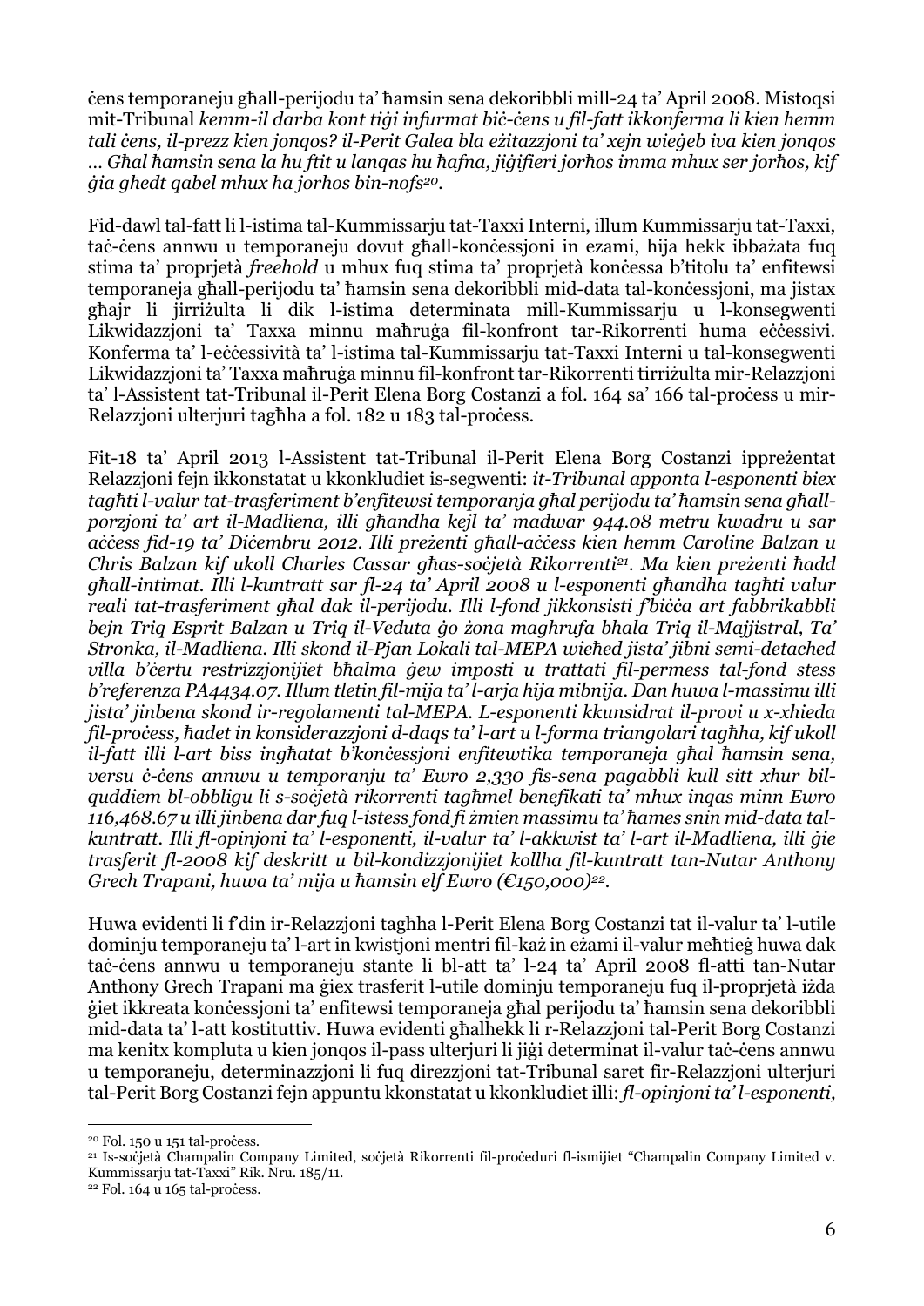ċens temporaneju għall-perijodu ta' ħamsin sena dekoribbli mill-24 ta' April 2008. Mistoqsi mit-Tribunal *kemm-il darba kont tiġi infurmat biċ-ċens u fil-fatt ikkonferma li kien hemm tali ċens, il-prezz kien jonqos? il-Perit Galea bla eżitazzjoni ta' xejn wieġeb iva kien jonqos … Għal ħamsin sena la hu ftit u lanqas hu ħafna, jiġifieri jorħos imma mhux ser jorħos, kif ġia għedt qabel mhux ħa jorħos bin-nofs*[20].

Fid-dawl tal-fatt li l-istima tal-Kummissarju tat-Taxxi Interni, illum Kummissarju tat-Taxxi, taċ-ċens annwu u temporaneju dovut għall-konċessjoni in ezami, hija hekk ibbażata fuq stima ta' proprjetà *freehold* u mhux fuq stima ta' proprjetà konċessa b'titolu ta' enfitewsi temporaneja għall-perijodu ta' ħamsin sena dekoribbli mid-data tal-konċessjoni, ma jistax għajr li jirriżulta li dik l-istima determinata mill-Kummissarju u l-konsegwenti Likwidazzjoni ta' Taxxa minnu maħruġa fil-konfront tar-Rikorrenti huma eċċessivi. Konferma ta' l-eċċessività ta' l-istima tal-Kummissarju tat-Taxxi Interni u tal-konsegwenti Likwidazzjoni ta' Taxxa maħruġa minnu fil-konfront tar-Rikorrenti tirriżulta mir-Relazzjoni ta' l-Assistent tat-Tribunal il-Perit Elena Borg Costanzi a fol. 164 sa' 166 tal-proċess u mir-Relazzjoni ulterjuri tagħha a fol. 182 u 183 tal-proċess.

Fit-18 ta' April 2013 l-Assistent tat-Tribunal il-Perit Elena Borg Costanzi ippreżentat Relazzjoni fejn ikkonstatat u kkonkludiet is-segwenti: *it-Tribunal apponta l-esponenti biex tagħti l-valur tat-trasferiment b'enfitewsi temporanja għal perijodu ta' ħamsin sena għall-porzjoni ta' art il-Madliena, illi għandha kejl ta' madwar 944.08 metru kwadru u sar aċċess fid-19 ta' Diċembru 2012. Illi preżenti għall-aċċess kien hemm Caroline Balzan u Chris Balzan kif ukoll Charles Cassar għas-soċjetà Rikorrenti*[21]*. Ma kien preżenti ħadd għall-intimat. Illi l-kuntratt sar fl-24 ta' April 2008 u l-esponenti għandha tagħti valur reali tat-trasferiment għal dak il-perijodu. Illi l-fond jikkonsisti f'biċċa art fabbrikabbli bejn Triq Esprit Balzan u Triq il-Veduta ġo żona magħrufa bħala Triq il-Majjistral, Ta' Stronka, il-Madliena. Illi skond il-Pjan Lokali tal-MEPA wieħed jista' jibni semi-detached villa b'ċertu restrizzjonijiet bħalma ġew imposti u trattati fil-permess tal-fond stess b'referenza PA4434.07. Illum tletin fil-mija ta' l-arja hija mibnija. Dan huwa l-massimu illi jista' jinbena skond ir-regolamenti tal-MEPA. L-esponenti kkunsidrat il-provi u x-xhieda fil-proċess, ħadet in konsiderazzjoni d-daqs ta' l-art u l-forma triangolari tagħha, kif ukoll il-fatt illi l-art biss ingħatat b'konċessjoni enfitewtika temporaneja għal ħamsin sena, versu ċ-ċens annwu u temporanju ta' Ewro 2,330 fis-sena pagabbli kull sitt xhur bil-quddiem bl-obbligu li s-soċjetà rikorrenti tagħmel benefikati ta' mhux inqas minn Ewro 116,468.67 u illi jinbena dar fuq l-istess fond fi żmien massimu ta' ħames snin mid-data tal-kuntratt. Illi fl-opinjoni ta' l-esponenti, il-valur ta' l-akkwist ta' l-art il-Madliena, illi ġie trasferit fl-2008 kif deskritt u bil-kondizzjonijiet kollha fil-kuntratt tan-Nutar Anthony Grech Trapani, huwa ta' mija u ħamsin elf Ewro (€150,000)*[22].

Huwa evidenti li f'din ir-Relazzjoni tagħha l-Perit Elena Borg Costanzi tat il-valur ta' l-utile dominju temporaneju ta' l-art in kwistjoni mentri fil-każ in eżami il-valur meħtieġ huwa dak taċ-ċens annwu u temporaneju stante li bl-att ta' l-24 ta' April 2008 fl-atti tan-Nutar Anthony Grech Trapani ma ġiex trasferit l-utile dominju temporaneju fuq il-proprjetà iżda ġiet ikkreata konċessjoni ta' enfitewsi temporaneja għal perijodu ta' ħamsin sena dekoribbli mid-data ta' l-att kostituttiv. Huwa evidenti għalhekk li r-Relazzjoni tal-Perit Borg Costanzi ma kenitx kompluta u kien jonqos il-pass ulterjuri li jiġi determinat il-valur taċ-ċens annwu u temporaneju, determinazzjoni li fuq direzzjoni tat-Tribunal saret fir-Relazzjoni ulterjuri tal-Perit Borg Costanzi fejn appuntu kkonstatat u kkonkludiet illi: *fl-opinjoni ta' l-esponenti,*

---

[20] Fol. 150 u 151 tal-proċess.

[21] Is-soċjetà Champalin Company Limited, soċjetà Rikorrenti fil-proċeduri fl-ismijiet "Champalin Company Limited v. Kummissarju tat-Taxxi" Rik. Nru. 185/11.

[22] Fol. 164 u 165 tal-proċess.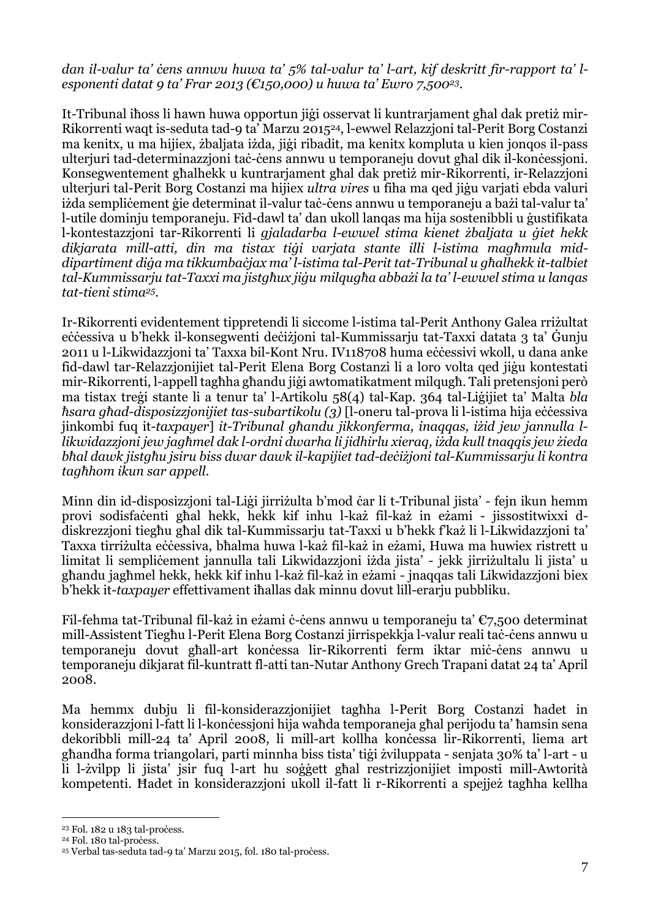*dan il-valur ta' ċens annwu huwa ta' 5% tal-valur ta' l-art, kif deskritt fir-rapport ta' l-esponenti datat 9 ta' Frar 2013 (€150,000) u huwa ta' Ewro 7,500*[23].

It-Tribunal iħoss li hawn huwa opportun jiġi osservat li kuntrarjament għal dak pretiż mir-Rikorrenti waqt is-seduta tad-9 ta' Marzu 2015[24], l-ewwel Relazzjoni tal-Perit Borg Costanzi ma kenitx, u ma hijiex, żbaljata iżda, jiġi ribadit, ma kenitx kompluta u kien jonqos il-pass ulterjuri tad-determinazzjoni taċ-ċens annwu u temporanju dovut għal dik il-konċessjoni. Konsegwentement għalhekk u kuntrarjament għal dak pretiż mir-Rikorrenti, ir-Relazzjoni ulterjuri tal-Perit Borg Costanzi ma hijiex *ultra vires* u fiha ma qed jiġu varjati ebda valuri iżda sempliċement ġie determinat il-valur taċ-ċens annwu u temporanju a bażi tal-valur ta' l-utile dominju temporanju. Fid-dawl ta' dan ukoll lanqas ma hija sostenibbli u ġustifikata l-kontestazzjoni tar-Rikorrenti li *gjaladarba l-ewwel stima kienet żbaljata u ġiet hekk dikjarata mill-atti, din ma tistax tiġi varjata stante illi l-istima magħmula mid-dipartiment diġa ma tikkumbaċjax ma' l-istima tal-Perit tat-Tribunal u għalhekk it-talbiet tal-Kummissarju tat-Taxxi ma jistgħux jiġu milqugħa abbażi la ta' l-ewwel stima u lanqas tat-tieni stima*[25].

Ir-Rikorrenti evidentement tippretendi li siccome l-istima tal-Perit Anthony Galea rriżultat eċċessiva u b'hekk il-konsegwenti deċiżjoni tal-Kummissarju tat-Taxxi datata 3 ta' Ġunju 2011 u l-Likwidazzjoni ta' Taxxa bil-Kont Nru. IV118708 huma eċċessivi wkoll, u dana anke fid-dawl tar-Relazzjonijiet tal-Perit Elena Borg Costanzi li a loro volta qed jiġu kontestati mir-Rikorrenti, l-appell tagħha għandu jiġi awtomatikament milqugħ. Tali pretensjoni però ma tistax treġi stante li a tenur ta' l-Artikolu 58(4) tal-Kap. 364 tal-Liġijiet ta' Malta *bla ħsara għad-disposizzjonijiet tas-subartikolu (3)* [l-oneru tal-prova li l-istima hija eċċessiva jinkombi fuq it-*taxpayer*] *it-Tribunal għandu jikkonferma, inaqqas, iżid jew jannulla l-likwidazzjoni jew jagħmel dak l-ordni dwarha li jidhirlu xieraq, iżda kull tnaqqis jew żieda bħal dawk jistgħu jsiru biss dwar dawk il-kapijiet tad-deċiżjoni tal-Kummissarju li kontra tagħhom ikun sar appell.*

Minn din id-disposizzjoni tal-Liġi jirriżulta b'mod ċar li t-Tribunal jista' - fejn ikun hemm provi sodisfaċenti għal hekk, hekk kif inhu l-każ fil-każ in eżami - jissostitwixxi d-diskrezzjoni tiegħu għal dik tal-Kummissarju tat-Taxxi u b'hekk f'każ li l-Likwidazzjoni ta' Taxxa tirriżulta eċċessiva, bħalma huwa l-każ fil-każ in eżami, Huwa ma huwiex ristrett u limitat li sempliċement jannulla tali Likwidazzjoni iżda jista' - jekk jirriżultalu li jista' u għandu jagħmel hekk, hekk kif inhu l-każ fil-każ in eżami - jnaqqas tali Likwidazzjoni biex b'hekk it-*taxpayer* effettivament iħallas dak minnu dovut lill-erarju pubbliku.

Fil-fehma tat-Tribunal fil-każ in eżami ċ-ċens annwu u temporanju ta' €7,500 determinat mill-Assistent Tiegħu l-Perit Elena Borg Costanzi jirrispekkja l-valur reali taċ-ċens annwu u temporanju dovut għall-art konċessa lir-Rikorrenti ferm iktar miċ-ċens annwu u temporanju dikjarat fil-kuntratt fl-atti tan-Nutar Anthony Grech Trapani datat 24 ta' April 2008.

Ma hemmx dubju li fil-konsiderazzjonijiet tagħha l-Perit Borg Costanzi ħadet in konsiderazzjoni l-fatt li l-konċessjoni hija waħda temporaneja għal perijodu ta' ħamsin sena dekoribbli mill-24 ta' April 2008, li mill-art kollha konċessa lir-Rikorrenti, liema art għandha forma triangolari, parti minnha biss tista' tiġi żviluppata - senjata 30% ta' l-art - u li l-iżvilpp li jista' jsir fuq l-art hu soġġett għal restrizzjonijiet imposti mill-Awtorità kompetenti. Ħadet in konsiderazzjoni ukoll il-fatt li r-Rikorrenti a spejjeż tagħha kellha

---

[23] Fol. 182 u 183 tal-proċess.

[24] Fol. 180 tal-proċess.

[25] Verbal tas-seduta tad-9 ta' Marzu 2015, fol. 180 tal-proċess.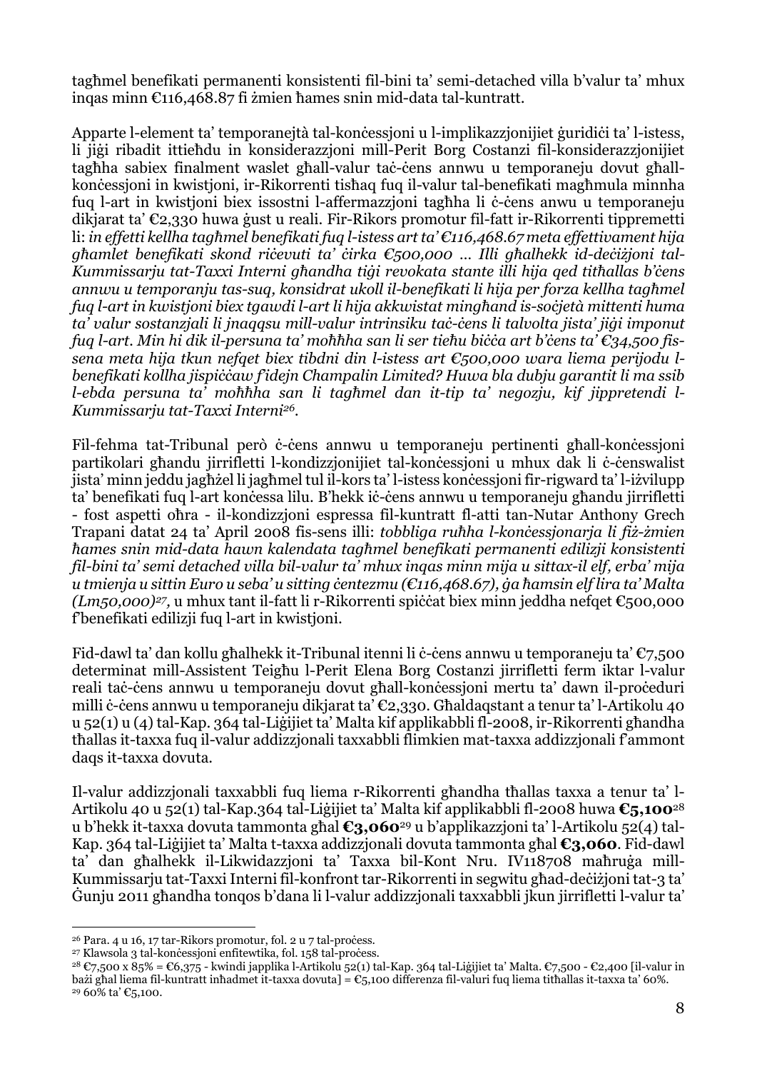tagħmel benefikati permanenti konsistenti fil-bini ta' semi-detached villa b'valur ta' mhux inqas minn €116,468.87 fi żmien ħames snin mid-data tal-kuntratt.

Apparte l-element ta' temporanejtà tal-konċessjoni u l-implikazzjonijiet ġuridiċi ta' l-istess, li jiġi ribadit ittieħdu in konsiderazzjoni mill-Perit Borg Costanzi fil-konsiderazzjonijiet tagħha sabiex finalment waslet għall-valur taċ-ċens annwu u temporaneju dovut għall-konċessjoni in kwistjoni, ir-Rikorrenti tisħaq fuq il-valur tal-benefikati magħmula minnha fuq l-art in kwistjoni biex issostni l-affermazzjoni tagħha li ċ-ċens anwu u temporaneju dikjarat ta' €2,330 huwa ġust u reali. Fir-Rikors promotur fil-fatt ir-Rikorrenti tippremetti li: *in effetti kellha tagħmel benefikati fuq l-istess art ta' €116,468.67 meta effettivament hija għamlet benefikati skond riċevuti ta' ċirka €500,000 … Illi għalhekk id-deċiżjoni tal-Kummissarju tat-Taxxi Interni għandha tiġi revokata stante illi hija qed titħallas b'ċens annwu u temporanju tas-suq, konsidrat ukoll il-benefikati li hija per forza kellha tagħmel fuq l-art in kwistjoni biex tgawdi l-art li hija akkwistat mingħand is-soċjetà mittenti huma ta' valur sostanzjali li jnaqqsu mill-valur intrinsiku taċ-ċens li talvolta jista' jiġi imponut fuq l-art. Min hi dik il-persuna ta' moħħha san li ser tieħu biċċa art b'ċens ta' €34,500 fis-sena meta hija tkun nefqet biex tibdni din l-istess art €500,000 wara liema perijodu l-benefikati kollha jispiċċaw f'idejn Champalin Limited? Huwa bla dubju garantit li ma ssib l-ebda persuna ta' moħħha san li tagħmel dan it-tip ta' negozju, kif jippretendi l-Kummissarju tat-Taxxi Interni*[26].

Fil-fehma tat-Tribunal però ċ-ċens annwu u temporaneju pertinenti għall-konċessjoni partikolari għandu jirrifletti l-kondizzjonijiet tal-konċessjoni u mhux dak li ċ-ċenswalist jista' minn jeddu jagħżel li jagħmel tul il-kors ta' l-istess konċessjoni fir-rigward ta' l-iżvilupp ta' benefikati fuq l-art konċessa lilu. B'hekk iċ-ċens annwu u temporaneju għandu jirrifletti - fost aspetti oħra - il-kondizzjoni espressa fil-kuntratt fl-atti tan-Nutar Anthony Grech Trapani datat 24 ta' April 2008 fis-sens illi: *tobbliga ruħha l-konċessjonarja li fiż-żmien ħames snin mid-data hawn kalendata tagħmel benefikati permanenti edilizji konsistenti fil-bini ta' semi detached villa bil-valur ta' mhux inqas minn mija u sittax-il elf, erba' mija u tmienja u sittin Euro u seba' u sitting ċentezmu (€116,468.67), ġa ħamsin elf lira ta' Malta (Lm50,000)*[27], u mhux tant il-fatt li r-Rikorrenti spiċċat biex minn jeddha nefqet €500,000 f'benefikati edilizji fuq l-art in kwistjoni.

Fid-dawl ta' dan kollu għalhekk it-Tribunal itenni li ċ-ċens annwu u temporaneju ta' €7,500 determinat mill-Assistent Teigħu l-Perit Elena Borg Costanzi jirrifletti ferm iktar l-valur reali taċ-ċens annwu u temporaneju dovut għall-konċessjoni mertu ta' dawn il-proċeduri milli ċ-ċens annwu u temporaneju dikjarat ta' €2,330. Għaldaqstant a tenur ta' l-Artikolu 40 u 52(1) u (4) tal-Kap. 364 tal-Liġijiet ta' Malta kif applikabbli fl-2008, ir-Rikorrenti għandha tħallas it-taxxa fuq il-valur addizzjonali taxxabbli flimkien mat-taxxa addizzjonali f'ammont daqs it-taxxa dovuta.

Il-valur addizzjonali taxxabbli fuq liema r-Rikorrenti għandha tħallas taxxa a tenur ta' l-Artikolu 40 u 52(1) tal-Kap.364 tal-Liġijiet ta' Malta kif applikabbli fl-2008 huwa **€5,100**[28] u b'hekk it-taxxa dovuta tammonta għal **€3,060**[29] u b'applikazzjoni ta' l-Artikolu 52(4) tal-Kap. 364 tal-Liġijiet ta' Malta t-taxxa addizzjonali dovuta tammonta għal **€3,060**. Fid-dawl ta' dan għalhekk il-Likwidazzjoni ta' Taxxa bil-Kont Nru. IV118708 maħruġa mill-Kummissarju tat-Taxxi Interni fil-konfront tar-Rikorrenti in segwitu għad-deċiżjoni tat-3 ta' Ġunju 2011 għandha tonqos b'dana li l-valur addizzjonali taxxabbli jkun jirrifletti l-valur ta'

---

[26] Para. 4 u 16, 17 tar-Rikors promotur, fol. 2 u 7 tal-proċess.

[27] Klawsola 3 tal-konċessjoni enfitewtika, fol. 158 tal-proċess.

[28] €7,500 x 85% = €6,375 - kwindi japplika l-Artikolu 52(1) tal-Kap. 364 tal-Liġijiet ta' Malta. €7,500 - €2,400 [il-valur in bażi għal liema fil-kuntratt inħadmet it-taxxa dovuta] = €5,100 differenza fil-valuri fuq liema titħallas it-taxxa ta' 60%.

[29] 60% ta' €5,100.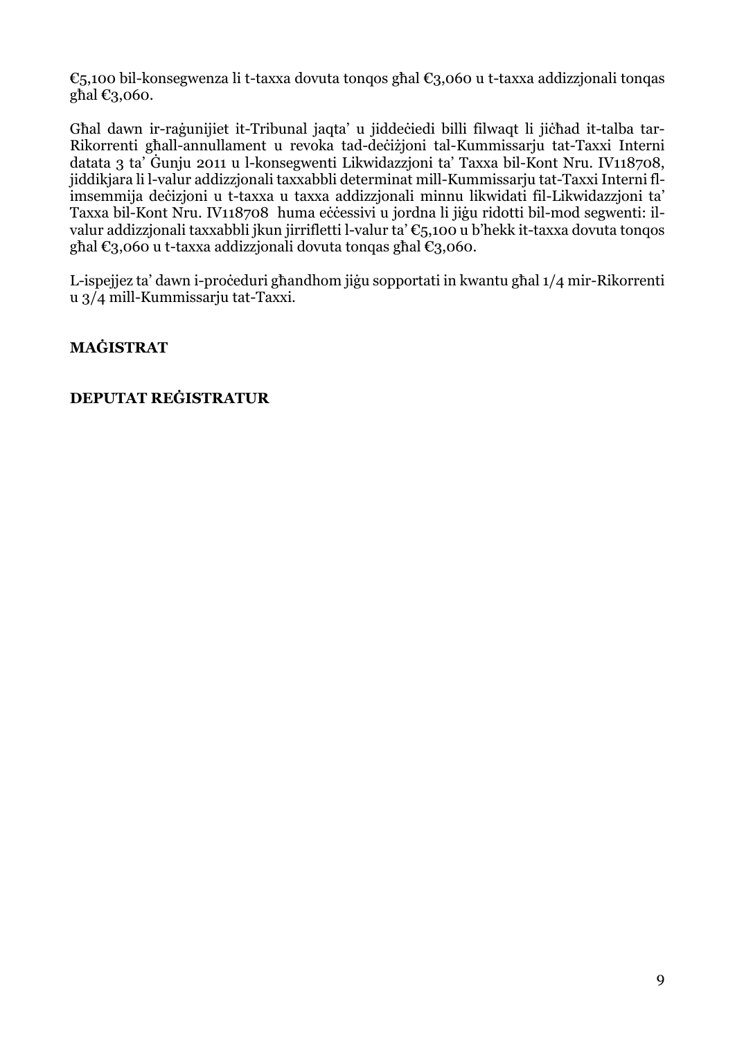€5,100 bil-konsegwenza li t-taxxa dovuta tonqos għal €3,060 u t-taxxa addizzjonali tonqas għal €3,060.

Għal dawn ir-raġunijiet it-Tribunal jaqta' u jiddeċiedi billi filwaqt li jiċħad it-talba tar-Rikorrenti għall-annullament u revoka tad-deċiżjoni tal-Kummissarju tat-Taxxi Interni datata 3 ta' Ġunju 2011 u l-konsegwenti Likwidazzjoni ta' Taxxa bil-Kont Nru. IV118708, jiddikjara li l-valur addizzjonali taxxabbli determinat mill-Kummissarju tat-Taxxi Interni fl-imsemmija deċizjoni u t-taxxa u taxxa addizzjonali minnu likwidati fil-Likwidazzjoni ta' Taxxa bil-Kont Nru. IV118708 huma eċċessivi u jordna li jiġu ridotti bil-mod segwenti: il-valur addizzjonali taxxabbli jkun jirrifletti l-valur ta' €5,100 u b'hekk it-taxxa dovuta tonqos għal €3,060 u t-taxxa addizzjonali dovuta tonqas għal €3,060.

L-ispejjez ta' dawn i-proċeduri għandhom jiġu sopportati in kwantu għal 1/4 mir-Rikorrenti u 3/4 mill-Kummissarju tat-Taxxi.

**MAĠISTRAT**

**DEPUTAT REĠISTRATUR**